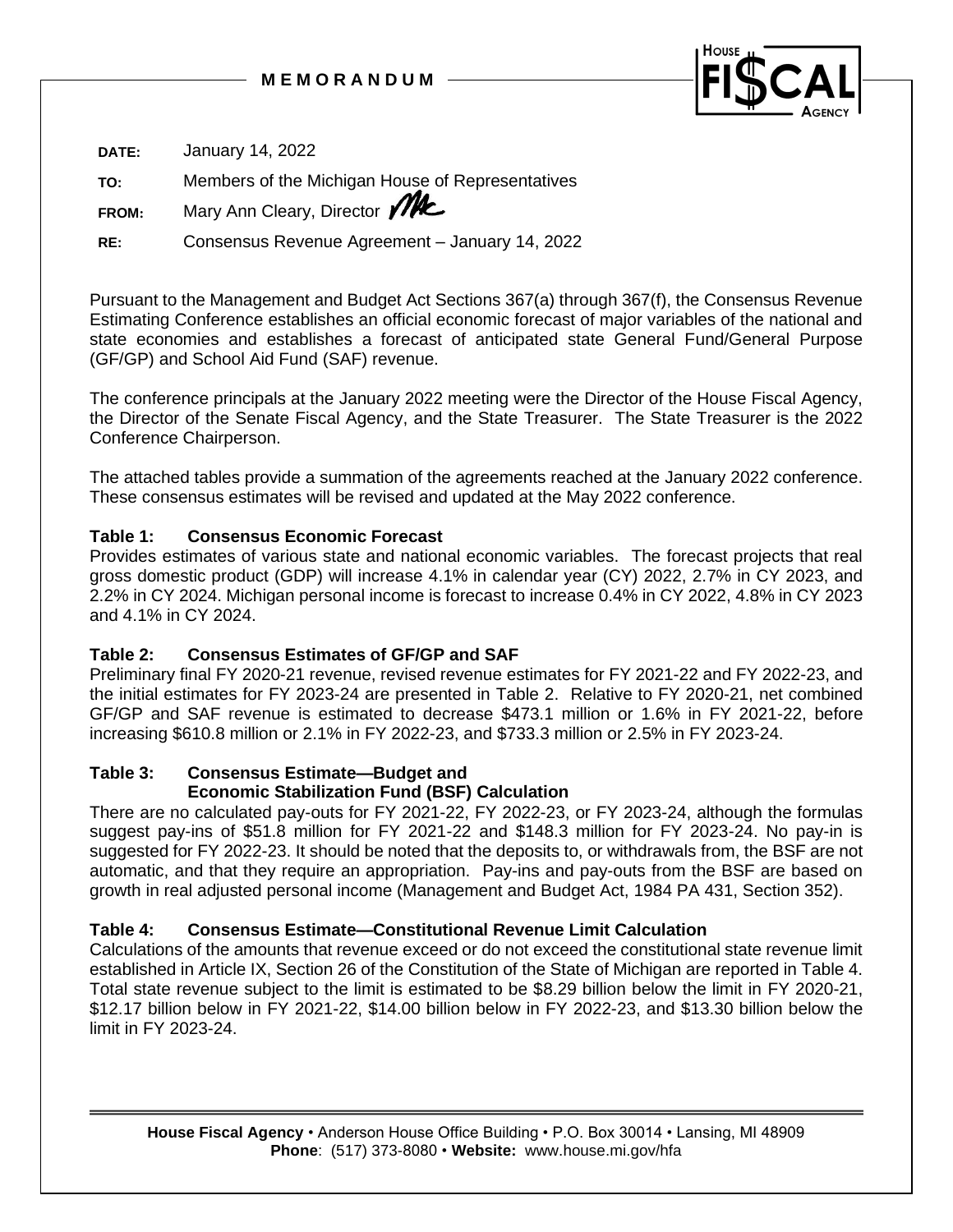**MEMORANDUM**

**DATE:** January 14, 2022

**TO:** Members of the Michigan House of Representatives

**FROM:** Mary Ann Cleary, Director

**RE:** Consensus Revenue Agreement – January 14, 2022

Pursuant to the Management and Budget Act Sections 367(a) through 367(f), the Consensus Revenue Estimating Conference establishes an official economic forecast of major variables of the national and state economies and establishes a forecast of anticipated state General Fund/General Purpose (GF/GP) and School Aid Fund (SAF) revenue.

The conference principals at the January 2022 meeting were the Director of the House Fiscal Agency, the Director of the Senate Fiscal Agency, and the State Treasurer. The State Treasurer is the 2022 Conference Chairperson.

The attached tables provide a summation of the agreements reached at the January 2022 conference. These consensus estimates will be revised and updated at the May 2022 conference.

**Table 1: Consensus Economic Forecast**

Provides estimates of various state and national economic variables. The forecast projects that real gross domestic product (GDP) will increase 4.1% in calendar year (CY) 2022, 2.7% in CY 2023, and 2.2% in CY 2024. Michigan personal income is forecast to increase 0.4% in CY 2022, 4.8% in CY 2023 and 4.1% in CY 2024.

**Table 2: Consensus Estimates of GF/GP and SAF**

Preliminary final FY 2020-21 revenue, revised revenue estimates for FY 2021-22 and FY 2022-23, and the initial estimates for FY 2023-24 are presented in Table 2. Relative to FY 2020-21, net combined GF/GP and SAF revenue is estimated to decrease $473.1 million or 1.6% in FY 2021-22, before increasing $610.8 million or 2.1% in FY 2022-23, and $733.3 million or 2.5% in FY 2023-24.

**Table 3: Consensus Estimate—Budget and Economic Stabilization Fund (BSF) Calculation**

There are no calculated pay-outs for FY 2021-22, FY 2022-23, or FY 2023-24, although the formulas suggest pay-ins of $51.8 million for FY 2021-22 and $148.3 million for FY 2023-24. No pay-in is suggested for FY 2022-23. It should be noted that the deposits to, or withdrawals from, the BSF are not automatic, and that they require an appropriation. Pay-ins and pay-outs from the BSF are based on growth in real adjusted personal income (Management and Budget Act, 1984 PA 431, Section 352).

**Table 4: Consensus Estimate—Constitutional Revenue Limit Calculation**

Calculations of the amounts that revenue exceed or do not exceed the constitutional state revenue limit established in Article IX, Section 26 of the Constitution of the State of Michigan are reported in Table 4. Total state revenue subject to the limit is estimated to be $8.29 billion below the limit in FY 2020-21, $12.17 billion below in FY 2021-22, $14.00 billion below in FY 2022-23, and $13.30 billion below the limit in FY 2023-24.

**House Fiscal Agency** • Anderson House Office Building • P.O. Box 30014 • Lansing, MI 48909
**Phone**: (517) 373-8080 • **Website:** www.house.mi.gov/hfa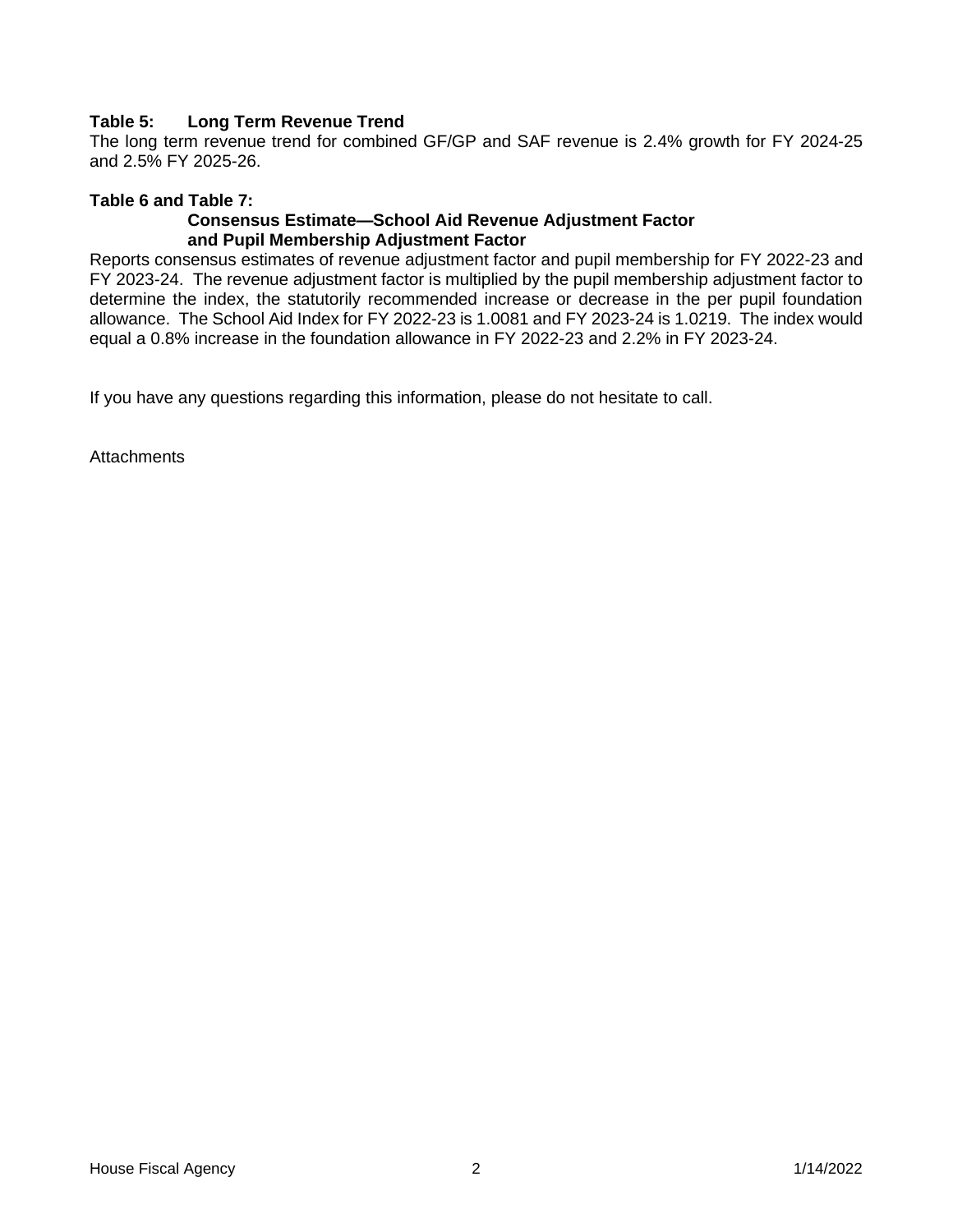**Table 5: Long Term Revenue Trend**

The long term revenue trend for combined GF/GP and SAF revenue is 2.4% growth for FY 2024-25 and 2.5% FY 2025-26.

**Table 6 and Table 7:**

**Consensus Estimate—School Aid Revenue Adjustment Factor and Pupil Membership Adjustment Factor**

Reports consensus estimates of revenue adjustment factor and pupil membership for FY 2022-23 and FY 2023-24. The revenue adjustment factor is multiplied by the pupil membership adjustment factor to determine the index, the statutorily recommended increase or decrease in the per pupil foundation allowance. The School Aid Index for FY 2022-23 is 1.0081 and FY 2023-24 is 1.0219. The index would equal a 0.8% increase in the foundation allowance in FY 2022-23 and 2.2% in FY 2023-24.

If you have any questions regarding this information, please do not hesitate to call.

Attachments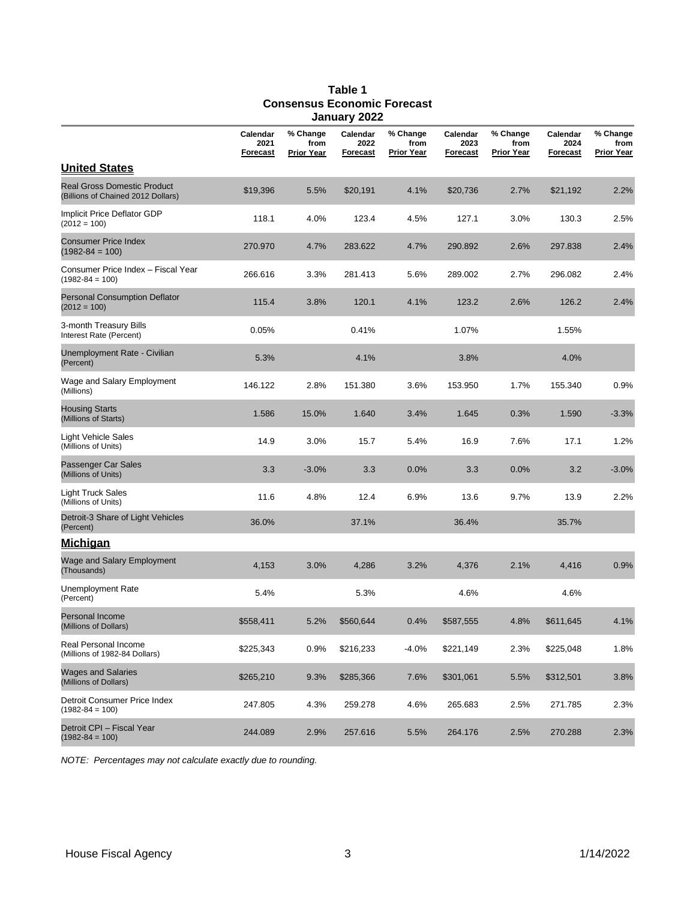# Table 1
## Consensus Economic Forecast
### January 2022

| | Calendar 2021 Forecast | % Change from Prior Year | Calendar 2022 Forecast | % Change from Prior Year | Calendar 2023 Forecast | % Change from Prior Year | Calendar 2024 Forecast | % Change from Prior Year |
|---|---|---|---|---|---|---|---|---|
| **United States** | | | | | | | | |
| Real Gross Domestic Product (Billions of Chained 2012 Dollars) | $19,396 | 5.5% | $20,191 | 4.1% | $20,736 | 2.7% | $21,192 | 2.2% |
| Implicit Price Deflator GDP (2012 = 100) | 118.1 | 4.0% | 123.4 | 4.5% | 127.1 | 3.0% | 130.3 | 2.5% |
| Consumer Price Index (1982-84 = 100) | 270.970 | 4.7% | 283.622 | 4.7% | 290.892 | 2.6% | 297.838 | 2.4% |
| Consumer Price Index – Fiscal Year (1982-84 = 100) | 266.616 | 3.3% | 281.413 | 5.6% | 289.002 | 2.7% | 296.082 | 2.4% |
| Personal Consumption Deflator (2012 = 100) | 115.4 | 3.8% | 120.1 | 4.1% | 123.2 | 2.6% | 126.2 | 2.4% |
| 3-month Treasury Bills Interest Rate (Percent) | 0.05% | | 0.41% | | 1.07% | | 1.55% | |
| Unemployment Rate - Civilian (Percent) | 5.3% | | 4.1% | | 3.8% | | 4.0% | |
| Wage and Salary Employment (Millions) | 146.122 | 2.8% | 151.380 | 3.6% | 153.950 | 1.7% | 155.340 | 0.9% |
| Housing Starts (Millions of Starts) | 1.586 | 15.0% | 1.640 | 3.4% | 1.645 | 0.3% | 1.590 | -3.3% |
| Light Vehicle Sales (Millions of Units) | 14.9 | 3.0% | 15.7 | 5.4% | 16.9 | 7.6% | 17.1 | 1.2% |
| Passenger Car Sales (Millions of Units) | 3.3 | -3.0% | 3.3 | 0.0% | 3.3 | 0.0% | 3.2 | -3.0% |
| Light Truck Sales (Millions of Units) | 11.6 | 4.8% | 12.4 | 6.9% | 13.6 | 9.7% | 13.9 | 2.2% |
| Detroit-3 Share of Light Vehicles (Percent) | 36.0% | | 37.1% | | 36.4% | | 35.7% | |
| **Michigan** | | | | | | | | |
| Wage and Salary Employment (Thousands) | 4,153 | 3.0% | 4,286 | 3.2% | 4,376 | 2.1% | 4,416 | 0.9% |
| Unemployment Rate (Percent) | 5.4% | | 5.3% | | 4.6% | | 4.6% | |
| Personal Income (Millions of Dollars) | $558,411 | 5.2% | $560,644 | 0.4% | $587,555 | 4.8% | $611,645 | 4.1% |
| Real Personal Income (Millions of 1982-84 Dollars) | $225,343 | 0.9% | $216,233 | -4.0% | $221,149 | 2.3% | $225,048 | 1.8% |
| Wages and Salaries (Millions of Dollars) | $265,210 | 9.3% | $285,366 | 7.6% | $301,061 | 5.5% | $312,501 | 3.8% |
| Detroit Consumer Price Index (1982-84 = 100) | 247.805 | 4.3% | 259.278 | 4.6% | 265.683 | 2.5% | 271.785 | 2.3% |
| Detroit CPI – Fiscal Year (1982-84 = 100) | 244.089 | 2.9% | 257.616 | 5.5% | 264.176 | 2.5% | 270.288 | 2.3% |

*NOTE: Percentages may not calculate exactly due to rounding.*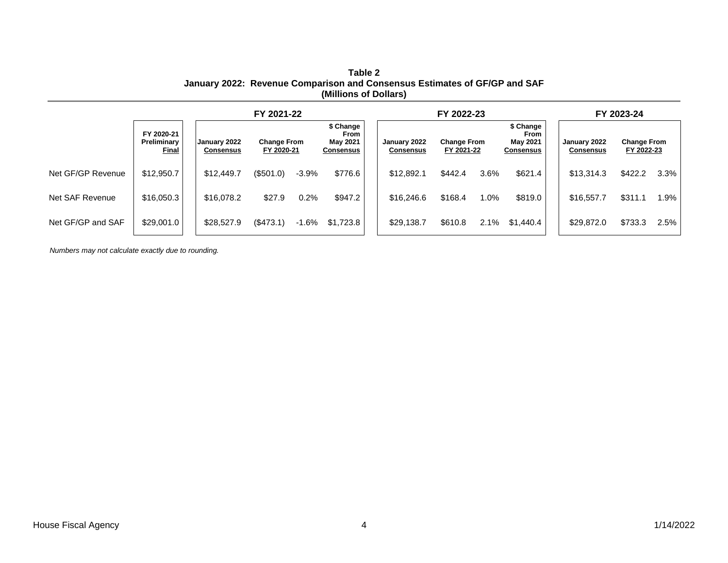**Table 2**
**January 2022: Revenue Comparison and Consensus Estimates of GF/GP and SAF**
**(Millions of Dollars)**

| | | FY 2021-22 | | | | FY 2022-23 | | | | FY 2023-24 | | |
|---|---|---|---|---|---|---|---|---|---|---|---|---|
| | FY 2020-21 Preliminary Final | January 2022 Consensus | Change From FY 2020-21 | | $ Change From May 2021 Consensus | January 2022 Consensus | Change From FY 2021-22 | | $ Change From May 2021 Consensus | January 2022 Consensus | Change From FY 2022-23 | |
| Net GF/GP Revenue | $12,950.7 | $12,449.7 | ($501.0) | -3.9% | $776.6 | $12,892.1 | $442.4 | 3.6% | $621.4 | $13,314.3 | $422.2 | 3.3% |
| Net SAF Revenue | $16,050.3 | $16,078.2 | $27.9 | 0.2% | $947.2 | $16,246.6 | $168.4 | 1.0% | $819.0 | $16,557.7 | $311.1 | 1.9% |
| Net GF/GP and SAF | $29,001.0 | $28,527.9 | ($473.1) | -1.6% | $1,723.8 | $29,138.7 | $610.8 | 2.1% | $1,440.4 | $29,872.0 | $733.3 | 2.5% |

*Numbers may not calculate exactly due to rounding.*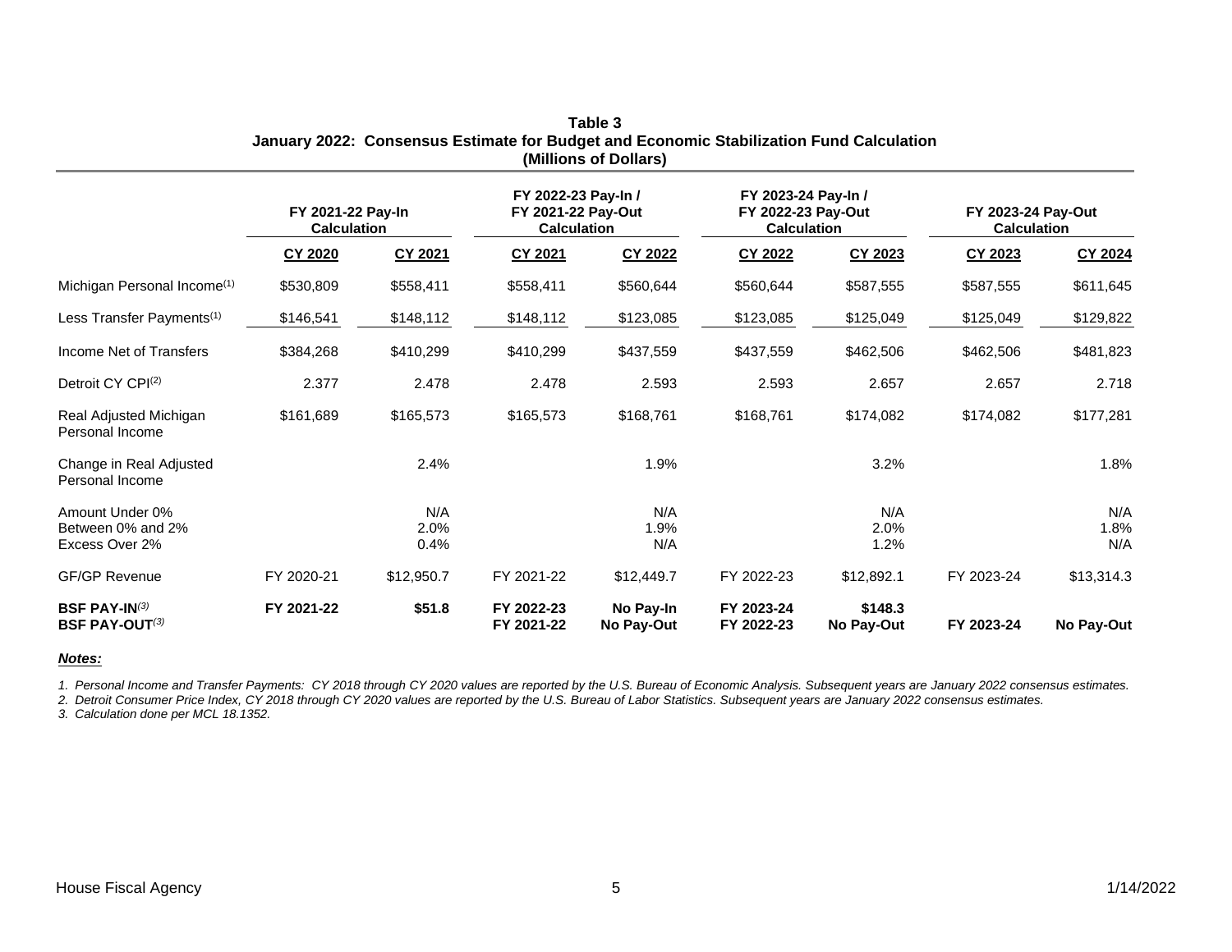**Table 3**
**January 2022: Consensus Estimate for Budget and Economic Stabilization Fund Calculation**
**(Millions of Dollars)**

| | FY 2021-22 Pay-In Calculation | | FY 2022-23 Pay-In / FY 2021-22 Pay-Out Calculation | | FY 2023-24 Pay-In / FY 2022-23 Pay-Out Calculation | | FY 2023-24 Pay-Out Calculation | |
|---|---|---|---|---|---|---|---|---|
| | CY 2020 | CY 2021 | CY 2021 | CY 2022 | CY 2022 | CY 2023 | CY 2023 | CY 2024 |
| Michigan Personal Income[(1)] | $530,809 | $558,411 | $558,411 | $560,644 | $560,644 | $587,555 | $587,555 | $611,645 |
| Less Transfer Payments[(1)] | $146,541 | $148,112 | $148,112 | $123,085 | $123,085 | $125,049 | $125,049 | $129,822 |
| Income Net of Transfers | $384,268 | $410,299 | $410,299 | $437,559 | $437,559 | $462,506 | $462,506 | $481,823 |
| Detroit CY CPI[(2)] | 2.377 | 2.478 | 2.478 | 2.593 | 2.593 | 2.657 | 2.657 | 2.718 |
| Real Adjusted Michigan Personal Income | $161,689 | $165,573 | $165,573 | $168,761 | $168,761 | $174,082 | $174,082 | $177,281 |
| Change in Real Adjusted Personal Income | | 2.4% | | 1.9% | | 3.2% | | 1.8% |
| Amount Under 0% | | N/A | | N/A | | N/A | | N/A |
| Between 0% and 2% | | 2.0% | | 1.9% | | 2.0% | | 1.8% |
| Excess Over 2% | | 0.4% | | N/A | | 1.2% | | N/A |
| GF/GP Revenue | FY 2020-21 | $12,950.7 | FY 2021-22 | $12,449.7 | FY 2022-23 | $12,892.1 | FY 2023-24 | $13,314.3 |
| **BSF PAY-IN**[(3)] | **FY 2021-22** | **$51.8** | **FY 2022-23** | **No Pay-In** | **FY 2023-24** | **$148.3** | | |
| **BSF PAY-OUT**[(3)] | | | **FY 2021-22** | **No Pay-Out** | **FY 2022-23** | **No Pay-Out** | **FY 2023-24** | **No Pay-Out** |

***Notes:***

*1. Personal Income and Transfer Payments: CY 2018 through CY 2020 values are reported by the U.S. Bureau of Economic Analysis. Subsequent years are January 2022 consensus estimates.*

*2. Detroit Consumer Price Index, CY 2018 through CY 2020 values are reported by the U.S. Bureau of Labor Statistics. Subsequent years are January 2022 consensus estimates.*

*3. Calculation done per MCL 18.1352.*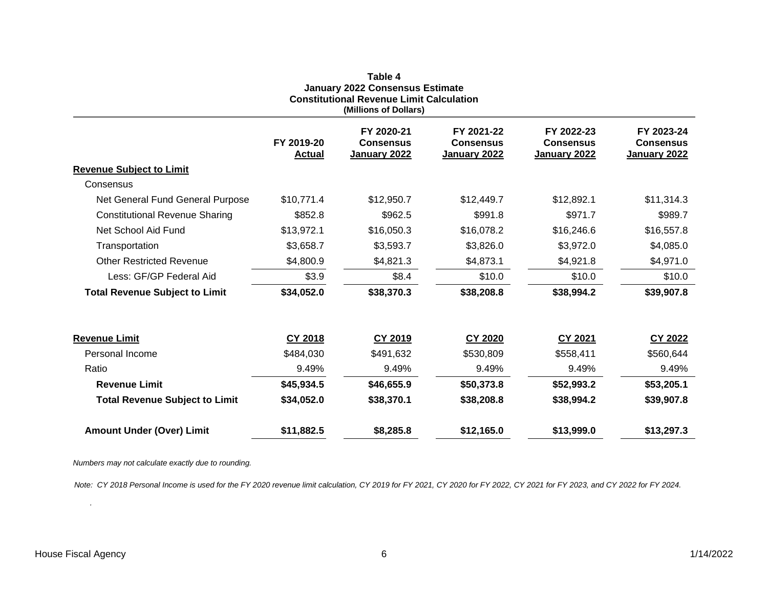**Table 4**
**January 2022 Consensus Estimate**
**Constitutional Revenue Limit Calculation**
**(Millions of Dollars)**

| | FY 2019-20 Actual | FY 2020-21 Consensus January 2022 | FY 2021-22 Consensus January 2022 | FY 2022-23 Consensus January 2022 | FY 2023-24 Consensus January 2022 |
|---|---|---|---|---|---|
| **Revenue Subject to Limit** | | | | | |
| Consensus | | | | | |
| Net General Fund General Purpose | $10,771.4 | $12,950.7 | $12,449.7 | $12,892.1 | $11,314.3 |
| Constitutional Revenue Sharing | $852.8 | $962.5 | $991.8 | $971.7 | $989.7 |
| Net School Aid Fund | $13,972.1 | $16,050.3 | $16,078.2 | $16,246.6 | $16,557.8 |
| Transportation | $3,658.7 | $3,593.7 | $3,826.0 | $3,972.0 | $4,085.0 |
| Other Restricted Revenue | $4,800.9 | $4,821.3 | $4,873.1 | $4,921.8 | $4,971.0 |
| Less: GF/GP Federal Aid | $3.9 | $8.4 | $10.0 | $10.0 | $10.0 |
| **Total Revenue Subject to Limit** | **$34,052.0** | **$38,370.3** | **$38,208.8** | **$38,994.2** | **$39,907.8** |
| | | | | | |
| **Revenue Limit** | **CY 2018** | **CY 2019** | **CY 2020** | **CY 2021** | **CY 2022** |
| Personal Income | $484,030 | $491,632 | $530,809 | $558,411 | $560,644 |
| Ratio | 9.49% | 9.49% | 9.49% | 9.49% | 9.49% |
| **Revenue Limit** | **$45,934.5** | **$46,655.9** | **$50,373.8** | **$52,993.2** | **$53,205.1** |
| **Total Revenue Subject to Limit** | **$34,052.0** | **$38,370.1** | **$38,208.8** | **$38,994.2** | **$39,907.8** |
| | | | | | |
| **Amount Under (Over) Limit** | **$11,882.5** | **$8,285.8** | **$12,165.0** | **$13,999.0** | **$13,297.3** |

*Numbers may not calculate exactly due to rounding.*

*Note: CY 2018 Personal Income is used for the FY 2020 revenue limit calculation, CY 2019 for FY 2021, CY 2020 for FY 2022, CY 2021 for FY 2023, and CY 2022 for FY 2024.*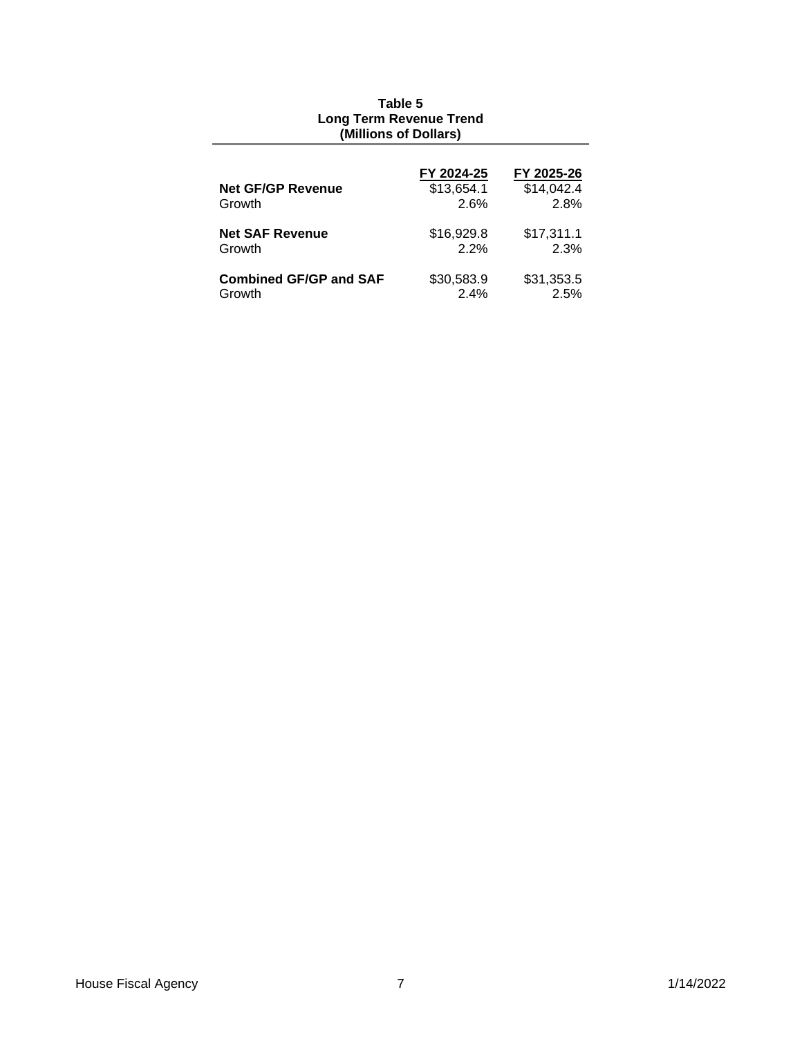**Table 5**
**Long Term Revenue Trend**
**(Millions of Dollars)**

| | FY 2024-25 | FY 2025-26 |
|---|---|---|
| **Net GF/GP Revenue** | $13,654.1 | $14,042.4 |
| Growth | 2.6% | 2.8% |
| **Net SAF Revenue** | $16,929.8 | $17,311.1 |
| Growth | 2.2% | 2.3% |
| **Combined GF/GP and SAF** | $30,583.9 | $31,353.5 |
| Growth | 2.4% | 2.5% |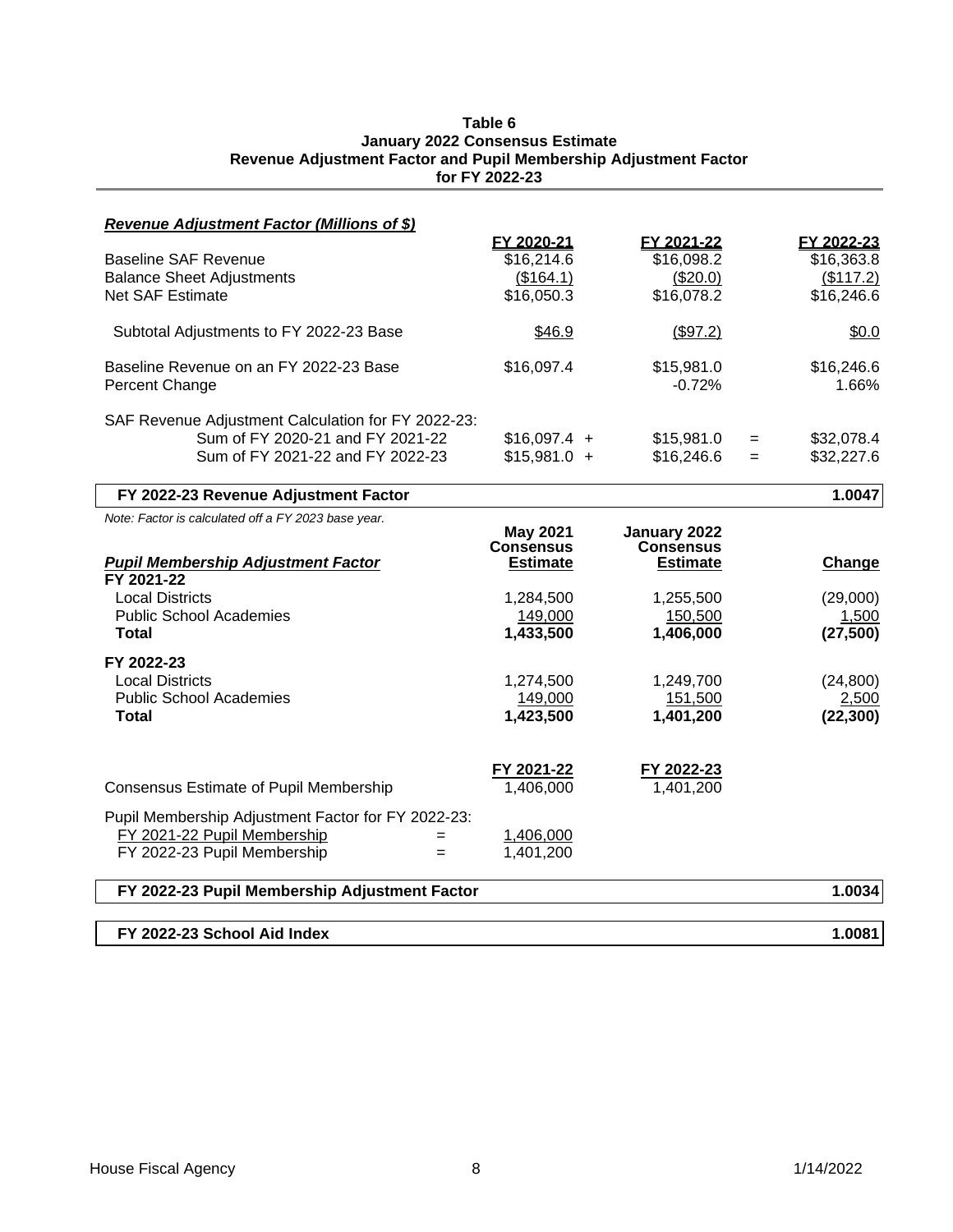**Table 6**
**January 2022 Consensus Estimate**
**Revenue Adjustment Factor and Pupil Membership Adjustment Factor**
**for FY 2022-23**

***Revenue Adjustment Factor (Millions of $)***

| | FY 2020-21 | | FY 2021-22 | | FY 2022-23 |
|---|---|---|---|---|---|
| Baseline SAF Revenue | $16,214.6 | | $16,098.2 | | $16,363.8 |
| Balance Sheet Adjustments | ($164.1) | | ($20.0) | | ($117.2) |
| Net SAF Estimate | $16,050.3 | | $16,078.2 | | $16,246.6 |
| Subtotal Adjustments to FY 2022-23 Base | $46.9 | | ($97.2) | | $0.0 |
| Baseline Revenue on an FY 2022-23 Base | $16,097.4 | | $15,981.0 | | $16,246.6 |
| Percent Change | | | -0.72% | | 1.66% |
| SAF Revenue Adjustment Calculation for FY 2022-23: | | | | | |
| Sum of FY 2020-21 and FY 2021-22 | $16,097.4 | + | $15,981.0 | = | $32,078.4 |
| Sum of FY 2021-22 and FY 2022-23 | $15,981.0 | + | $16,246.6 | = | $32,227.6 |
| **FY 2022-23 Revenue Adjustment Factor** | | | | | **1.0047** |

*Note: Factor is calculated off a FY 2023 base year.*

| ***Pupil Membership Adjustment Factor*** | May 2021 Consensus Estimate | January 2022 Consensus Estimate | Change |
|---|---|---|---|
| **FY 2021-22** | | | |
| Local Districts | 1,284,500 | 1,255,500 | (29,000) |
| Public School Academies | 149,000 | 150,500 | 1,500 |
| **Total** | **1,433,500** | **1,406,000** | **(27,500)** |
| **FY 2022-23** | | | |
| Local Districts | 1,274,500 | 1,249,700 | (24,800) |
| Public School Academies | 149,000 | 151,500 | 2,500 |
| **Total** | **1,423,500** | **1,401,200** | **(22,300)** |

| | FY 2021-22 | FY 2022-23 |
|---|---|---|
| Consensus Estimate of Pupil Membership | 1,406,000 | 1,401,200 |

Pupil Membership Adjustment Factor for FY 2022-23:

| | | |
|---|---|---|
| FY 2021-22 Pupil Membership | = | 1,406,000 |
| FY 2022-23 Pupil Membership | = | 1,401,200 |

| | |
|---|---|
| **FY 2022-23 Pupil Membership Adjustment Factor** | **1.0034** |
| **FY 2022-23 School Aid Index** | **1.0081** |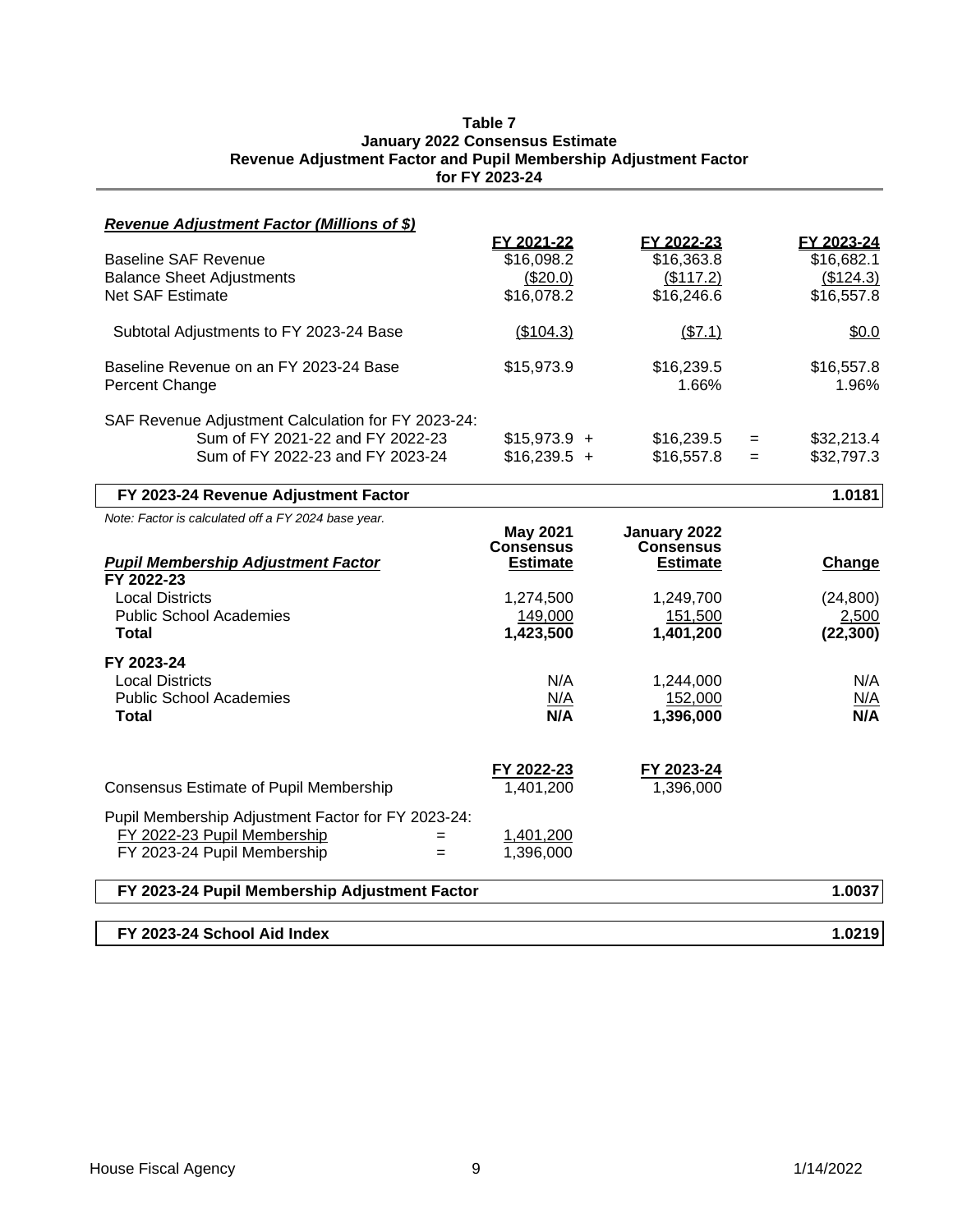**Table 7**
**January 2022 Consensus Estimate**
**Revenue Adjustment Factor and Pupil Membership Adjustment Factor**
**for FY 2023-24**

| ***Revenue Adjustment Factor (Millions of $)*** | FY 2021-22 | FY 2022-23 | | FY 2023-24 |
|---|---|---|---|---|
| Baseline SAF Revenue | $16,098.2 | $16,363.8 | | $16,682.1 |
| Balance Sheet Adjustments | ($20.0) | ($117.2) | | ($124.3) |
| Net SAF Estimate | $16,078.2 | $16,246.6 | | $16,557.8 |
| Subtotal Adjustments to FY 2023-24 Base | ($104.3) | ($7.1) | | $0.0 |
| Baseline Revenue on an FY 2023-24 Base | $15,973.9 | $16,239.5 | | $16,557.8 |
| Percent Change | | 1.66% | | 1.96% |
| SAF Revenue Adjustment Calculation for FY 2023-24: | | | | |
| Sum of FY 2021-22 and FY 2022-23 | $15,973.9 + | $16,239.5 | = | $32,213.4 |
| Sum of FY 2022-23 and FY 2023-24 | $16,239.5 + | $16,557.8 | = | $32,797.3 |
| **FY 2023-24 Revenue Adjustment Factor** | | | | **1.0181** |

*Note: Factor is calculated off a FY 2024 base year.*

| ***Pupil Membership Adjustment Factor*** | May 2021 Consensus Estimate | January 2022 Consensus Estimate | Change |
|---|---|---|---|
| **FY 2022-23** | | | |
| Local Districts | 1,274,500 | 1,249,700 | (24,800) |
| Public School Academies | 149,000 | 151,500 | 2,500 |
| **Total** | **1,423,500** | **1,401,200** | **(22,300)** |
| **FY 2023-24** | | | |
| Local Districts | N/A | 1,244,000 | N/A |
| Public School Academies | N/A | 152,000 | N/A |
| **Total** | **N/A** | **1,396,000** | **N/A** |

| | FY 2022-23 | FY 2023-24 |
|---|---|---|
| Consensus Estimate of Pupil Membership | 1,401,200 | 1,396,000 |

Pupil Membership Adjustment Factor for FY 2023-24:

$$\frac{\text{FY 2022-23 Pupil Membership}}{\text{FY 2023-24 Pupil Membership}} = \frac{1{,}401{,}200}{1{,}396{,}000}$$

| | |
|---|---|
| **FY 2023-24 Pupil Membership Adjustment Factor** | **1.0037** |
| **FY 2023-24 School Aid Index** | **1.0219** |